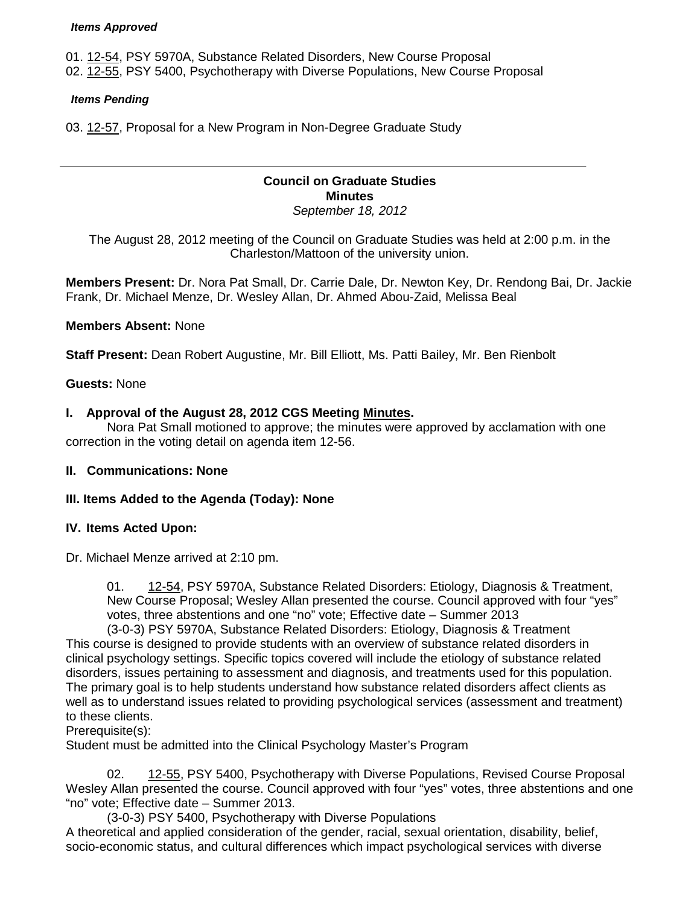***Items Approved***

01. 12-54, PSY 5970A, Substance Related Disorders, New Course Proposal
02. 12-55, PSY 5400, Psychotherapy with Diverse Populations, New Course Proposal

***Items Pending***

03. 12-57, Proposal for a New Program in Non-Degree Graduate Study

---

**Council on Graduate Studies**
**Minutes**
*September 18, 2012*

The August 28, 2012 meeting of the Council on Graduate Studies was held at 2:00 p.m. in the Charleston/Mattoon of the university union.

**Members Present:** Dr. Nora Pat Small, Dr. Carrie Dale, Dr. Newton Key, Dr. Rendong Bai, Dr. Jackie Frank, Dr. Michael Menze, Dr. Wesley Allan, Dr. Ahmed Abou-Zaid, Melissa Beal

**Members Absent:** None

**Staff Present:** Dean Robert Augustine, Mr. Bill Elliott, Ms. Patti Bailey, Mr. Ben Rienbolt

**Guests:** None

**I. Approval of the August 28, 2012 CGS Meeting Minutes.**

Nora Pat Small motioned to approve; the minutes were approved by acclamation with one correction in the voting detail on agenda item 12-56.

**II. Communications: None**

**III. Items Added to the Agenda (Today): None**

**IV. Items Acted Upon:**

Dr. Michael Menze arrived at 2:10 pm.

01. 12-54, PSY 5970A, Substance Related Disorders: Etiology, Diagnosis & Treatment, New Course Proposal; Wesley Allan presented the course. Council approved with four "yes" votes, three abstentions and one "no" vote; Effective date – Summer 2013

(3-0-3) PSY 5970A, Substance Related Disorders: Etiology, Diagnosis & Treatment
This course is designed to provide students with an overview of substance related disorders in clinical psychology settings. Specific topics covered will include the etiology of substance related disorders, issues pertaining to assessment and diagnosis, and treatments used for this population. The primary goal is to help students understand how substance related disorders affect clients as well as to understand issues related to providing psychological services (assessment and treatment) to these clients.
Prerequisite(s):
Student must be admitted into the Clinical Psychology Master's Program

02. 12-55, PSY 5400, Psychotherapy with Diverse Populations, Revised Course Proposal Wesley Allan presented the course. Council approved with four "yes" votes, three abstentions and one "no" vote; Effective date – Summer 2013.

(3-0-3) PSY 5400, Psychotherapy with Diverse Populations
A theoretical and applied consideration of the gender, racial, sexual orientation, disability, belief, socio-economic status, and cultural differences which impact psychological services with diverse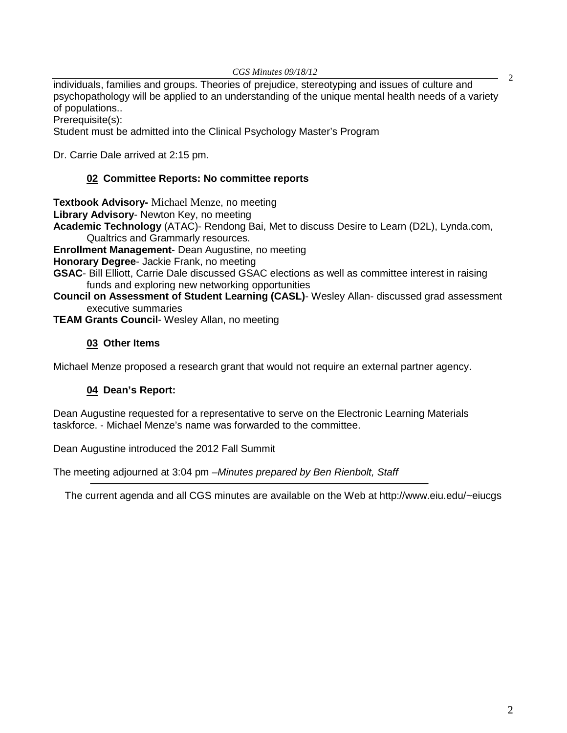individuals, families and groups. Theories of prejudice, stereotyping and issues of culture and psychopathology will be applied to an understanding of the unique mental health needs of a variety of populations..
Prerequisite(s):
Student must be admitted into the Clinical Psychology Master's Program

Dr. Carrie Dale arrived at 2:15 pm.

### 02 Committee Reports: No committee reports

**Textbook Advisory-** Michael Menze, no meeting
**Library Advisory**- Newton Key, no meeting
**Academic Technology** (ATAC)- Rendong Bai, Met to discuss Desire to Learn (D2L), Lynda.com, Qualtrics and Grammarly resources.
**Enrollment Management**- Dean Augustine, no meeting
**Honorary Degree**- Jackie Frank, no meeting
**GSAC**- Bill Elliott, Carrie Dale discussed GSAC elections as well as committee interest in raising funds and exploring new networking opportunities
**Council on Assessment of Student Learning (CASL)**- Wesley Allan- discussed grad assessment executive summaries
**TEAM Grants Council**- Wesley Allan, no meeting

### 03 Other Items

Michael Menze proposed a research grant that would not require an external partner agency.

### 04 Dean's Report:

Dean Augustine requested for a representative to serve on the Electronic Learning Materials taskforce. - Michael Menze's name was forwarded to the committee.

Dean Augustine introduced the 2012 Fall Summit

The meeting adjourned at 3:04 pm –*Minutes prepared by Ben Rienbolt, Staff*

---

The current agenda and all CGS minutes are available on the Web at http://www.eiu.edu/~eiucgs